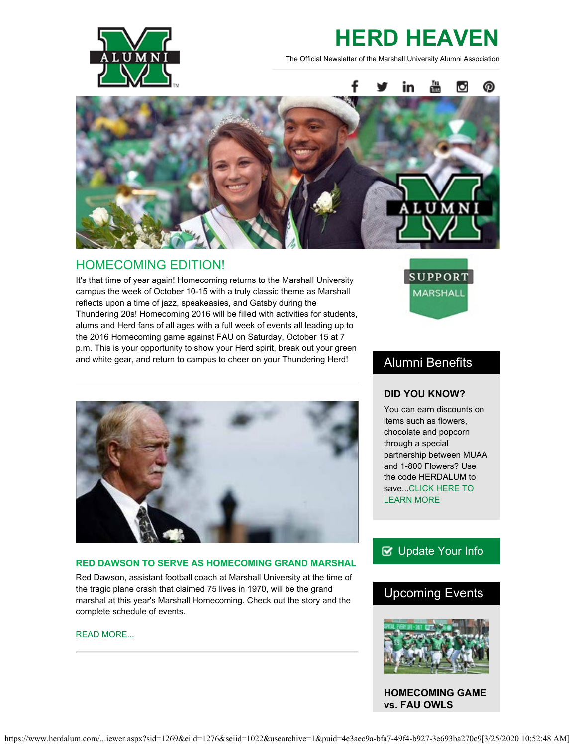# HERD HEAVEN

The Official Newsletter of the Marshall University Alumni Association

## HOMECOMING EDITION!

It's that time of year again! Homecoming returns to the Marshall University campus the week of October 10-15 with a truly classic theme as Marshall reflects upon a time of jazz, speakeasies, and Gatsby during the Thundering 20s! Homecoming 2016 will be filled with activities for students, alums and Herd fans of all ages with a full week of events all leading up to the 2016 Homecoming game against FAU on Saturday, October 15 at 7 p.m. This is your opportunity to show your Herd spirit, break out your green and white gear, and return to campus to cheer on your Thundering Herd!

### RED DAWSON TO SERVE AS HOMECOMING GRAND MARSHAL

Red Dawson, assistant football coach at Marshall University at the time of the tragic plane crash that claimed 75 lives in 1970, will be the grand marshal at this year's Marshall Homecoming. Check out the story and the complete schedule of events.

READ MORE...

SUPPORT MARSHALL

## Alumni Benefits

**DID YOU KNOW?**

You can earn discounts on items such as flowers, chocolate and popcorn through a special partnership between MUAA and 1-800 Flowers? Use the code HERDALUM to save...CLICK HERE TO LEARN MORE

Update Your Info

## Upcoming Events

**HOMECOMING GAME vs. FAU OWLS**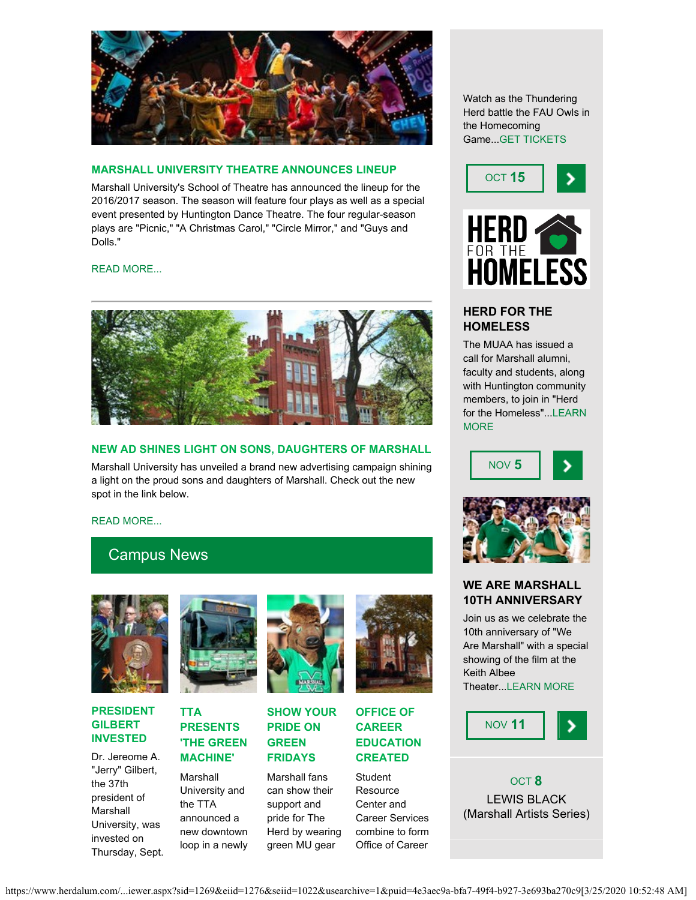## MARSHALL UNIVERSITY THEATRE ANNOUNCES LINEUP

Marshall University's School of Theatre has announced the lineup for the 2016/2017 season. The season will feature four plays as well as a special event presented by Huntington Dance Theatre. The four regular-season plays are "Picnic," "A Christmas Carol," "Circle Mirror," and "Guys and Dolls."

READ MORE...

---

## NEW AD SHINES LIGHT ON SONS, DAUGHTERS OF MARSHALL

Marshall University has unveiled a brand new advertising campaign shining a light on the proud sons and daughters of Marshall. Check out the new spot in the link below.

READ MORE...

# Campus News

### PRESIDENT GILBERT INVESTED

Dr. Jereome A. "Jerry" Gilbert, the 37th president of Marshall University, was invested on Thursday, Sept.

### TTA PRESENTS 'THE GREEN MACHINE'

Marshall University and the TTA announced a new downtown loop in a newly

### SHOW YOUR PRIDE ON GREEN FRIDAYS

Marshall fans can show their support and pride for The Herd by wearing green MU gear

### OFFICE OF CAREER EDUCATION CREATED

Student Resource Center and Career Services combine to form Office of Career

---

Watch as the Thundering Herd battle the FAU Owls in the Homecoming Game...GET TICKETS

OCT **15**

HERD FOR THE HOMELESS

### HERD FOR THE HOMELESS

The MUAA has issued a call for Marshall alumni, faculty and students, along with Huntington community members, to join in "Herd for the Homeless"...LEARN MORE

NOV **5**

### WE ARE MARSHALL 10TH ANNIVERSARY

Join us as we celebrate the 10th anniversary of "We Are Marshall" with a special showing of the film at the Keith Albee Theater...LEARN MORE

NOV **11**

OCT **8**
LEWIS BLACK
(Marshall Artists Series)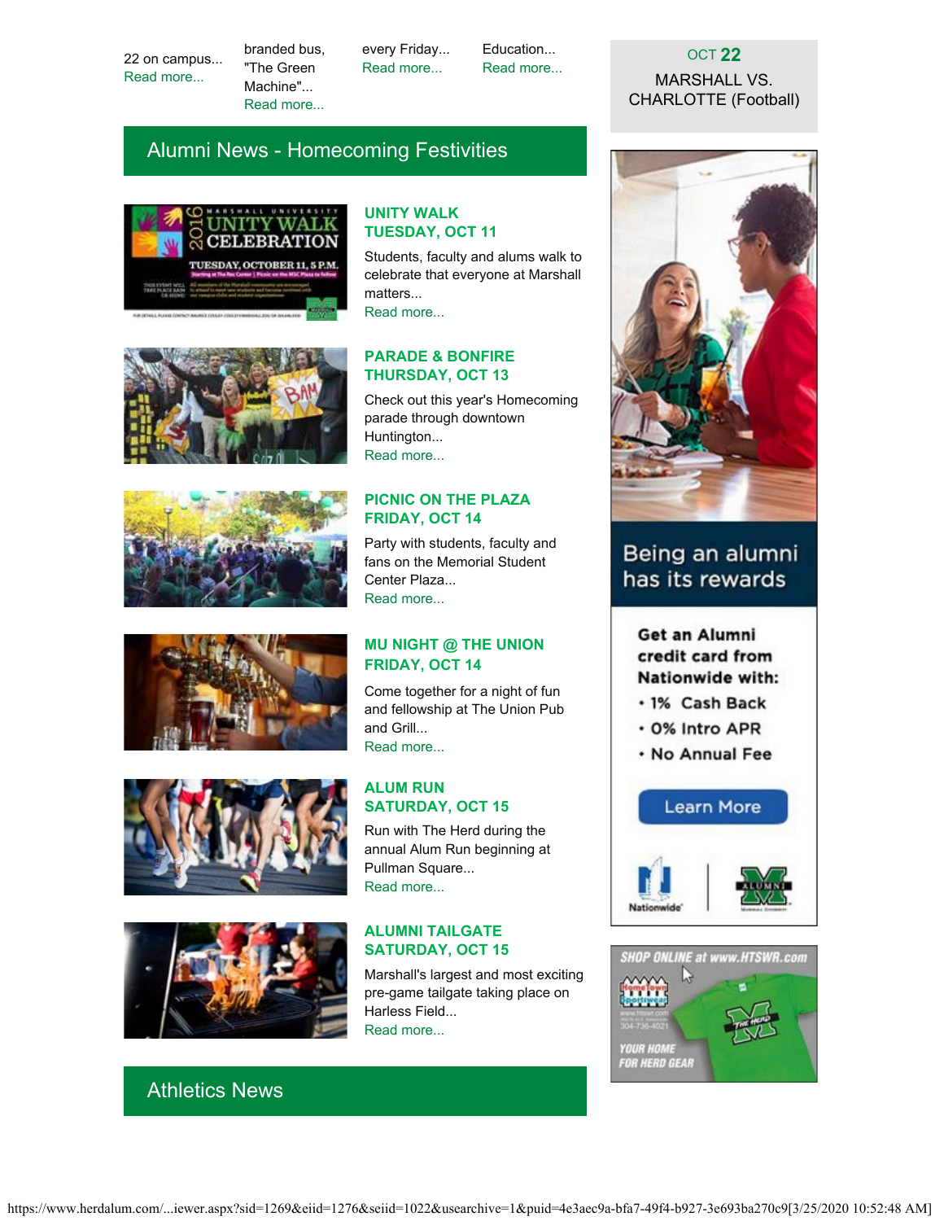22 on campus...
Read more...

branded bus, "The Green Machine"...
Read more...

every Friday...
Read more...

Education...
Read more...

OCT 22
MARSHALL VS. CHARLOTTE (Football)

## Alumni News - Homecoming Festivities

### UNITY WALK
### TUESDAY, OCT 11

Students, faculty and alums walk to celebrate that everyone at Marshall matters...
Read more...

### PARADE & BONFIRE
### THURSDAY, OCT 13

Check out this year's Homecoming parade through downtown Huntington...
Read more...

### PICNIC ON THE PLAZA
### FRIDAY, OCT 14

Party with students, faculty and fans on the Memorial Student Center Plaza...
Read more...

### MU NIGHT @ THE UNION
### FRIDAY, OCT 14

Come together for a night of fun and fellowship at The Union Pub and Grill...
Read more...

### ALUM RUN
### SATURDAY, OCT 15

Run with The Herd during the annual Alum Run beginning at Pullman Square...
Read more...

### ALUMNI TAILGATE
### SATURDAY, OCT 15

Marshall's largest and most exciting pre-game tailgate taking place on Harless Field...
Read more...

## Athletics News

Being an alumni has its rewards

Get an Alumni credit card from Nationwide with:

- 1% Cash Back
- 0% Intro APR
- No Annual Fee

Learn More

SHOP ONLINE at www.HTSWR.com

YOUR HOME FOR HERD GEAR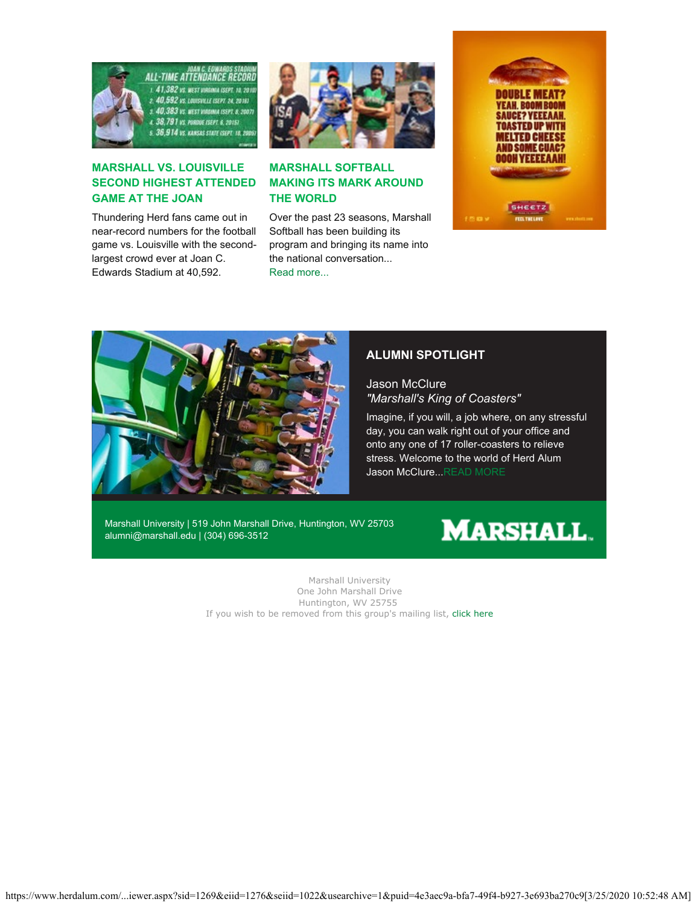### MARSHALL VS. LOUISVILLE SECOND HIGHEST ATTENDED GAME AT THE JOAN

Thundering Herd fans came out in near-record numbers for the football game vs. Louisville with the second-largest crowd ever at Joan C. Edwards Stadium at 40,592.

### MARSHALL SOFTBALL MAKING ITS MARK AROUND THE WORLD

Over the past 23 seasons, Marshall Softball has been building its program and bringing its name into the national conversation...

Read more...

## ALUMNI SPOTLIGHT

Jason McClure

*"Marshall's King of Coasters"*

Imagine, if you will, a job where, on any stressful day, you can walk right out of your office and onto any one of 17 roller-coasters to relieve stress. Welcome to the world of Herd Alum Jason McClure...READ MORE

Marshall University | 519 John Marshall Drive, Huntington, WV 25703
alumni@marshall.edu | (304) 696-3512

MARSHALL

Marshall University
One John Marshall Drive
Huntington, WV 25755
If you wish to be removed from this group's mailing list, click here